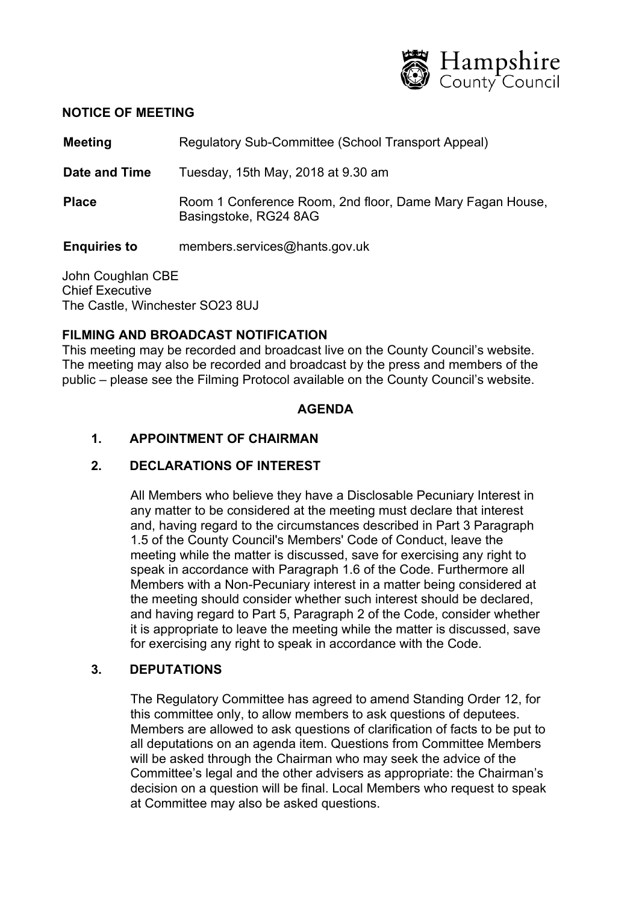Hampshire County Council

**NOTICE OF MEETING**

| | |
|---|---|
| **Meeting** | Regulatory Sub-Committee (School Transport Appeal) |
| **Date and Time** | Tuesday, 15th May, 2018 at 9.30 am |
| **Place** | Room 1 Conference Room, 2nd floor, Dame Mary Fagan House, Basingstoke, RG24 8AG |
| **Enquiries to** | members.services@hants.gov.uk |

John Coughlan CBE
Chief Executive
The Castle, Winchester SO23 8UJ

**FILMING AND BROADCAST NOTIFICATION**

This meeting may be recorded and broadcast live on the County Council's website. The meeting may also be recorded and broadcast by the press and members of the public – please see the Filming Protocol available on the County Council's website.

**AGENDA**

**1. APPOINTMENT OF CHAIRMAN**

**2. DECLARATIONS OF INTEREST**

All Members who believe they have a Disclosable Pecuniary Interest in any matter to be considered at the meeting must declare that interest and, having regard to the circumstances described in Part 3 Paragraph 1.5 of the County Council's Members' Code of Conduct, leave the meeting while the matter is discussed, save for exercising any right to speak in accordance with Paragraph 1.6 of the Code. Furthermore all Members with a Non-Pecuniary interest in a matter being considered at the meeting should consider whether such interest should be declared, and having regard to Part 5, Paragraph 2 of the Code, consider whether it is appropriate to leave the meeting while the matter is discussed, save for exercising any right to speak in accordance with the Code.

**3. DEPUTATIONS**

The Regulatory Committee has agreed to amend Standing Order 12, for this committee only, to allow members to ask questions of deputees. Members are allowed to ask questions of clarification of facts to be put to all deputations on an agenda item. Questions from Committee Members will be asked through the Chairman who may seek the advice of the Committee's legal and the other advisers as appropriate: the Chairman's decision on a question will be final. Local Members who request to speak at Committee may also be asked questions.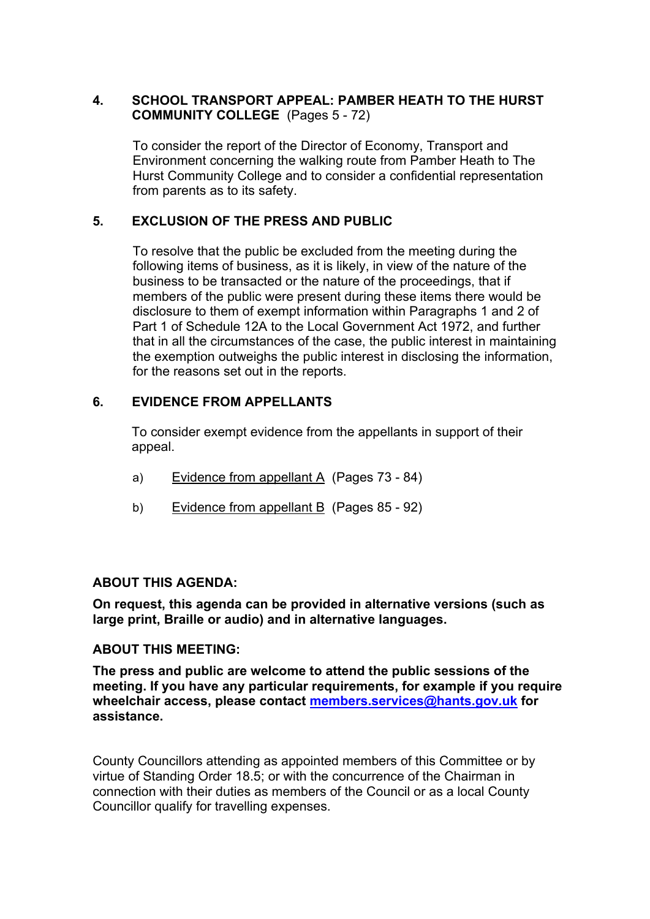**4. SCHOOL TRANSPORT APPEAL: PAMBER HEATH TO THE HURST COMMUNITY COLLEGE** (Pages 5 - 72)

To consider the report of the Director of Economy, Transport and Environment concerning the walking route from Pamber Heath to The Hurst Community College and to consider a confidential representation from parents as to its safety.

**5. EXCLUSION OF THE PRESS AND PUBLIC**

To resolve that the public be excluded from the meeting during the following items of business, as it is likely, in view of the nature of the business to be transacted or the nature of the proceedings, that if members of the public were present during these items there would be disclosure to them of exempt information within Paragraphs 1 and 2 of Part 1 of Schedule 12A to the Local Government Act 1972, and further that in all the circumstances of the case, the public interest in maintaining the exemption outweighs the public interest in disclosing the information, for the reasons set out in the reports.

**6. EVIDENCE FROM APPELLANTS**

To consider exempt evidence from the appellants in support of their appeal.

a) Evidence from appellant A (Pages 73 - 84)

b) Evidence from appellant B (Pages 85 - 92)

**ABOUT THIS AGENDA:**

**On request, this agenda can be provided in alternative versions (such as large print, Braille or audio) and in alternative languages.**

**ABOUT THIS MEETING:**

**The press and public are welcome to attend the public sessions of the meeting. If you have any particular requirements, for example if you require wheelchair access, please contact members.services@hants.gov.uk for assistance.**

County Councillors attending as appointed members of this Committee or by virtue of Standing Order 18.5; or with the concurrence of the Chairman in connection with their duties as members of the Council or as a local County Councillor qualify for travelling expenses.